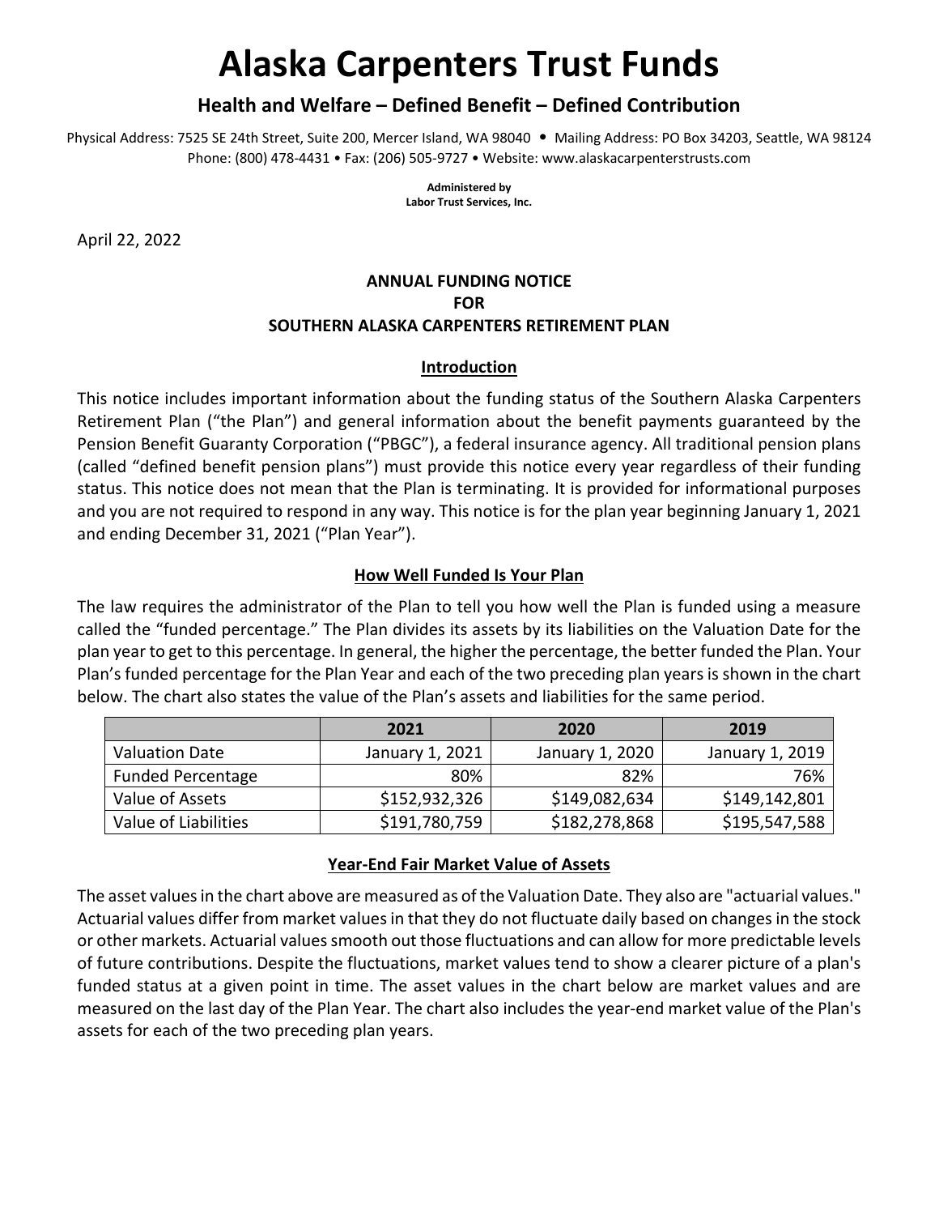# Alaska Carpenters Trust Funds

## Health and Welfare – Defined Benefit – Defined Contribution

Physical Address: 7525 SE 24th Street, Suite 200, Mercer Island, WA 98040 • Mailing Address: PO Box 34203, Seattle, WA 98124
Phone: (800) 478-4431 • Fax: (206) 505-9727 • Website: www.alaskacarpenterstrusts.com

**Administered by**
**Labor Trust Services, Inc.**

April 22, 2022

**ANNUAL FUNDING NOTICE**
**FOR**
**SOUTHERN ALASKA CARPENTERS RETIREMENT PLAN**

### Introduction

This notice includes important information about the funding status of the Southern Alaska Carpenters Retirement Plan ("the Plan") and general information about the benefit payments guaranteed by the Pension Benefit Guaranty Corporation ("PBGC"), a federal insurance agency. All traditional pension plans (called "defined benefit pension plans") must provide this notice every year regardless of their funding status. This notice does not mean that the Plan is terminating. It is provided for informational purposes and you are not required to respond in any way. This notice is for the plan year beginning January 1, 2021 and ending December 31, 2021 ("Plan Year").

### How Well Funded Is Your Plan

The law requires the administrator of the Plan to tell you how well the Plan is funded using a measure called the "funded percentage." The Plan divides its assets by its liabilities on the Valuation Date for the plan year to get to this percentage. In general, the higher the percentage, the better funded the Plan. Your Plan's funded percentage for the Plan Year and each of the two preceding plan years is shown in the chart below. The chart also states the value of the Plan's assets and liabilities for the same period.

| | 2021 | 2020 | 2019 |
|---|---|---|---|
| Valuation Date | January 1, 2021 | January 1, 2020 | January 1, 2019 |
| Funded Percentage | 80% | 82% | 76% |
| Value of Assets | $152,932,326 | $149,082,634 | $149,142,801 |
| Value of Liabilities | $191,780,759 | $182,278,868 | $195,547,588 |

### Year-End Fair Market Value of Assets

The asset values in the chart above are measured as of the Valuation Date. They also are "actuarial values." Actuarial values differ from market values in that they do not fluctuate daily based on changes in the stock or other markets. Actuarial values smooth out those fluctuations and can allow for more predictable levels of future contributions. Despite the fluctuations, market values tend to show a clearer picture of a plan's funded status at a given point in time. The asset values in the chart below are market values and are measured on the last day of the Plan Year. The chart also includes the year-end market value of the Plan's assets for each of the two preceding plan years.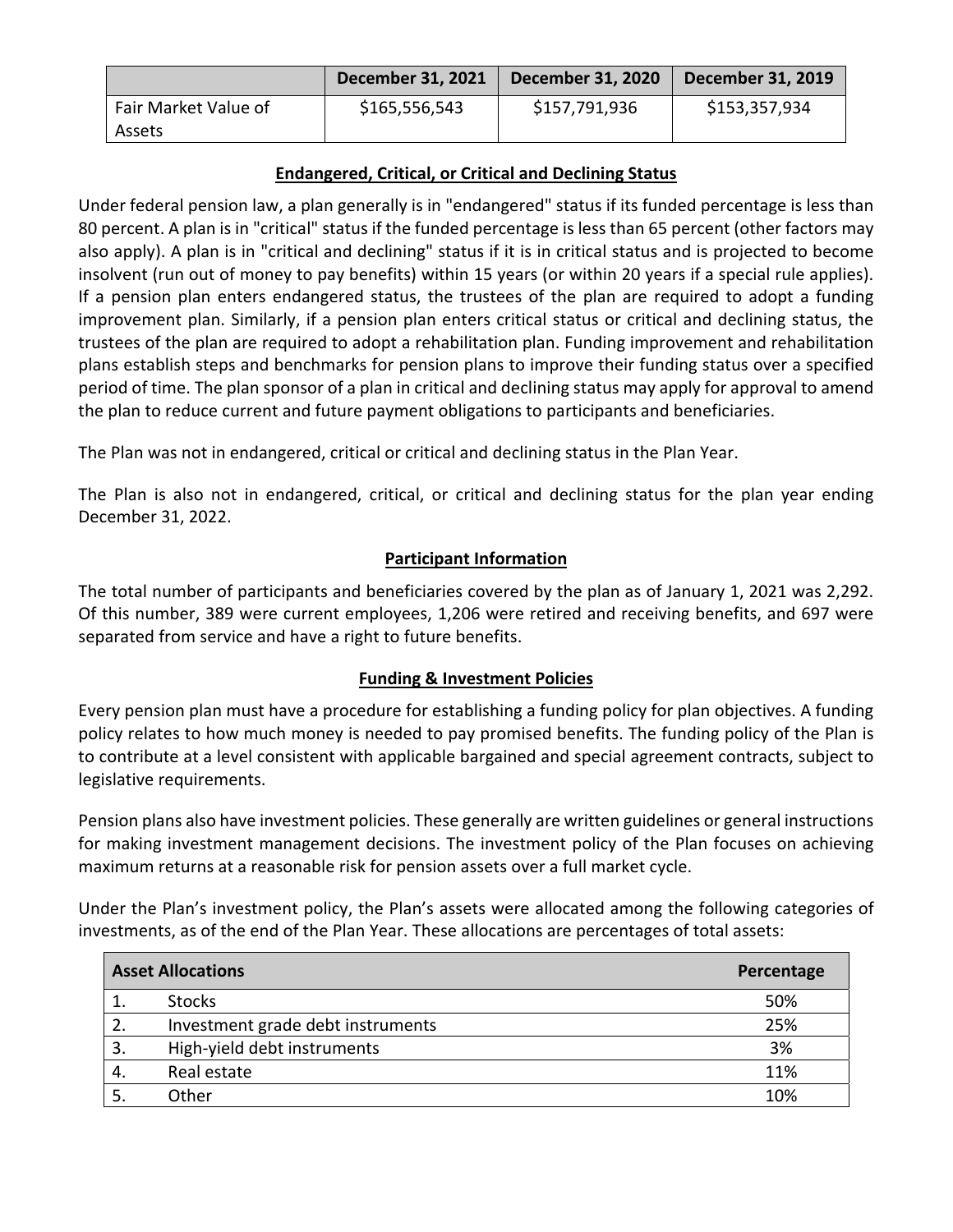| | December 31, 2021 | December 31, 2020 | December 31, 2019 |
|---|---|---|---|
| Fair Market Value of Assets | $165,556,543 | $157,791,936 | $153,357,934 |

## Endangered, Critical, or Critical and Declining Status

Under federal pension law, a plan generally is in "endangered" status if its funded percentage is less than 80 percent. A plan is in "critical" status if the funded percentage is less than 65 percent (other factors may also apply). A plan is in "critical and declining" status if it is in critical status and is projected to become insolvent (run out of money to pay benefits) within 15 years (or within 20 years if a special rule applies). If a pension plan enters endangered status, the trustees of the plan are required to adopt a funding improvement plan. Similarly, if a pension plan enters critical status or critical and declining status, the trustees of the plan are required to adopt a rehabilitation plan. Funding improvement and rehabilitation plans establish steps and benchmarks for pension plans to improve their funding status over a specified period of time. The plan sponsor of a plan in critical and declining status may apply for approval to amend the plan to reduce current and future payment obligations to participants and beneficiaries.

The Plan was not in endangered, critical or critical and declining status in the Plan Year.

The Plan is also not in endangered, critical, or critical and declining status for the plan year ending December 31, 2022.

## Participant Information

The total number of participants and beneficiaries covered by the plan as of January 1, 2021 was 2,292. Of this number, 389 were current employees, 1,206 were retired and receiving benefits, and 697 were separated from service and have a right to future benefits.

## Funding & Investment Policies

Every pension plan must have a procedure for establishing a funding policy for plan objectives. A funding policy relates to how much money is needed to pay promised benefits. The funding policy of the Plan is to contribute at a level consistent with applicable bargained and special agreement contracts, subject to legislative requirements.

Pension plans also have investment policies. These generally are written guidelines or general instructions for making investment management decisions. The investment policy of the Plan focuses on achieving maximum returns at a reasonable risk for pension assets over a full market cycle.

Under the Plan's investment policy, the Plan's assets were allocated among the following categories of investments, as of the end of the Plan Year. These allocations are percentages of total assets:

| Asset Allocations | | Percentage |
|---|---|---|
| 1. | Stocks | 50% |
| 2. | Investment grade debt instruments | 25% |
| 3. | High-yield debt instruments | 3% |
| 4. | Real estate | 11% |
| 5. | Other | 10% |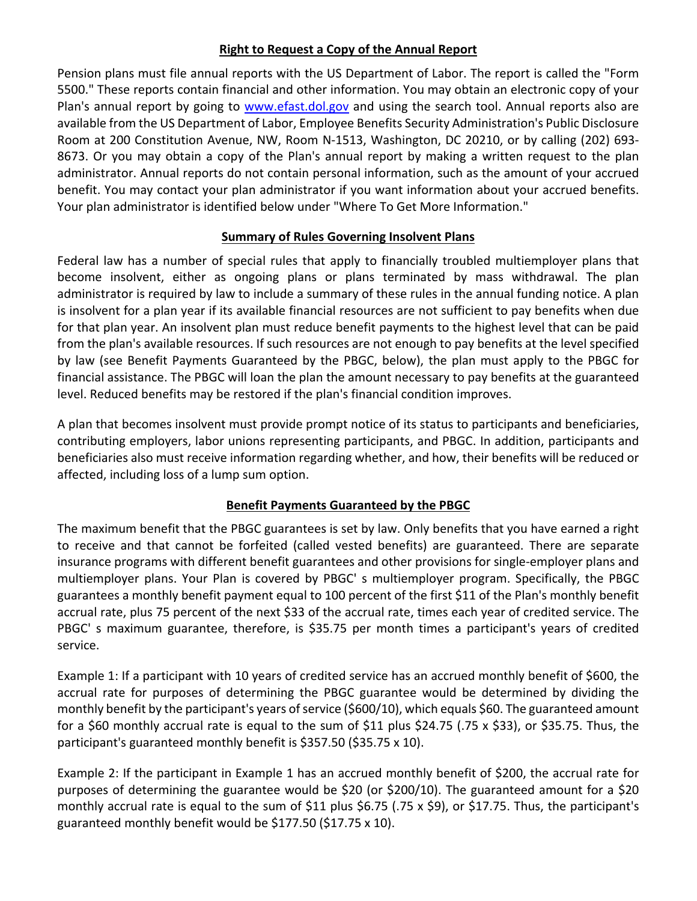## Right to Request a Copy of the Annual Report

Pension plans must file annual reports with the US Department of Labor. The report is called the "Form 5500." These reports contain financial and other information. You may obtain an electronic copy of your Plan's annual report by going to [www.efast.dol.gov](www.efast.dol.gov) and using the search tool. Annual reports also are available from the US Department of Labor, Employee Benefits Security Administration's Public Disclosure Room at 200 Constitution Avenue, NW, Room N-1513, Washington, DC 20210, or by calling (202) 693-8673. Or you may obtain a copy of the Plan's annual report by making a written request to the plan administrator. Annual reports do not contain personal information, such as the amount of your accrued benefit. You may contact your plan administrator if you want information about your accrued benefits. Your plan administrator is identified below under "Where To Get More Information."

## Summary of Rules Governing Insolvent Plans

Federal law has a number of special rules that apply to financially troubled multiemployer plans that become insolvent, either as ongoing plans or plans terminated by mass withdrawal. The plan administrator is required by law to include a summary of these rules in the annual funding notice. A plan is insolvent for a plan year if its available financial resources are not sufficient to pay benefits when due for that plan year. An insolvent plan must reduce benefit payments to the highest level that can be paid from the plan's available resources. If such resources are not enough to pay benefits at the level specified by law (see Benefit Payments Guaranteed by the PBGC, below), the plan must apply to the PBGC for financial assistance. The PBGC will loan the plan the amount necessary to pay benefits at the guaranteed level. Reduced benefits may be restored if the plan's financial condition improves.

A plan that becomes insolvent must provide prompt notice of its status to participants and beneficiaries, contributing employers, labor unions representing participants, and PBGC. In addition, participants and beneficiaries also must receive information regarding whether, and how, their benefits will be reduced or affected, including loss of a lump sum option.

## Benefit Payments Guaranteed by the PBGC

The maximum benefit that the PBGC guarantees is set by law. Only benefits that you have earned a right to receive and that cannot be forfeited (called vested benefits) are guaranteed. There are separate insurance programs with different benefit guarantees and other provisions for single-employer plans and multiemployer plans. Your Plan is covered by PBGC' s multiemployer program. Specifically, the PBGC guarantees a monthly benefit payment equal to 100 percent of the first $11 of the Plan's monthly benefit accrual rate, plus 75 percent of the next $33 of the accrual rate, times each year of credited service. The PBGC' s maximum guarantee, therefore, is $35.75 per month times a participant's years of credited service.

Example 1: If a participant with 10 years of credited service has an accrued monthly benefit of $600, the accrual rate for purposes of determining the PBGC guarantee would be determined by dividing the monthly benefit by the participant's years of service ($600/10), which equals $60. The guaranteed amount for a $60 monthly accrual rate is equal to the sum of $11 plus $24.75 (.75 x $33), or $35.75. Thus, the participant's guaranteed monthly benefit is $357.50 ($35.75 x 10).

Example 2: If the participant in Example 1 has an accrued monthly benefit of $200, the accrual rate for purposes of determining the guarantee would be $20 (or $200/10). The guaranteed amount for a $20 monthly accrual rate is equal to the sum of $11 plus $6.75 (.75 x $9), or $17.75. Thus, the participant's guaranteed monthly benefit would be $177.50 ($17.75 x 10).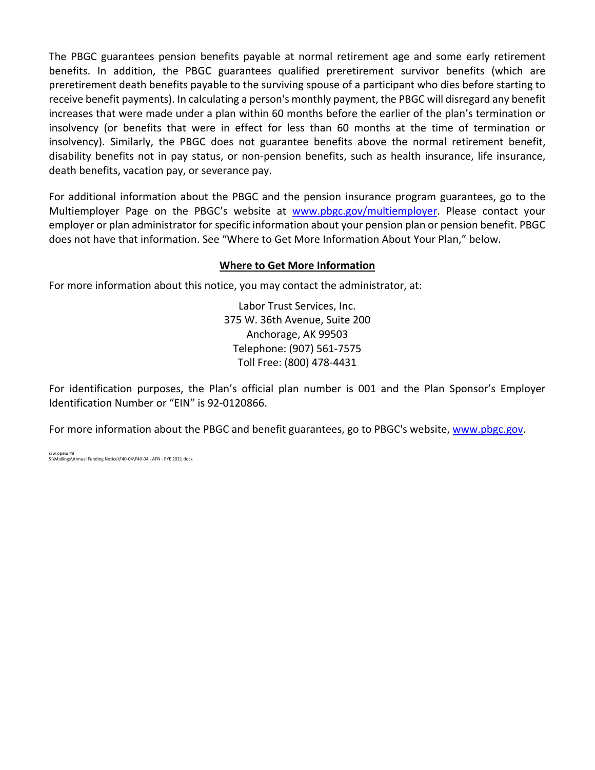The PBGC guarantees pension benefits payable at normal retirement age and some early retirement benefits. In addition, the PBGC guarantees qualified preretirement survivor benefits (which are preretirement death benefits payable to the surviving spouse of a participant who dies before starting to receive benefit payments). In calculating a person's monthly payment, the PBGC will disregard any benefit increases that were made under a plan within 60 months before the earlier of the plan's termination or insolvency (or benefits that were in effect for less than 60 months at the time of termination or insolvency). Similarly, the PBGC does not guarantee benefits above the normal retirement benefit, disability benefits not in pay status, or non-pension benefits, such as health insurance, life insurance, death benefits, vacation pay, or severance pay.

For additional information about the PBGC and the pension insurance program guarantees, go to the Multiemployer Page on the PBGC's website at www.pbgc.gov/multiemployer. Please contact your employer or plan administrator for specific information about your pension plan or pension benefit. PBGC does not have that information. See "Where to Get More Information About Your Plan," below.

## **Where to Get More Information**

For more information about this notice, you may contact the administrator, at:

Labor Trust Services, Inc.
375 W. 36th Avenue, Suite 200
Anchorage, AK 99503
Telephone: (907) 561-7575
Toll Free: (800) 478-4431

For identification purposes, the Plan's official plan number is 001 and the Plan Sponsor's Employer Identification Number or "EIN" is 92-0120866.

For more information about the PBGC and benefit guarantees, go to PBGC's website, www.pbgc.gov.

srw opeiu #8
S:\Mailings\Annual Funding Notice\F40-04\F40-04 - AFN - PYE 2021.docx